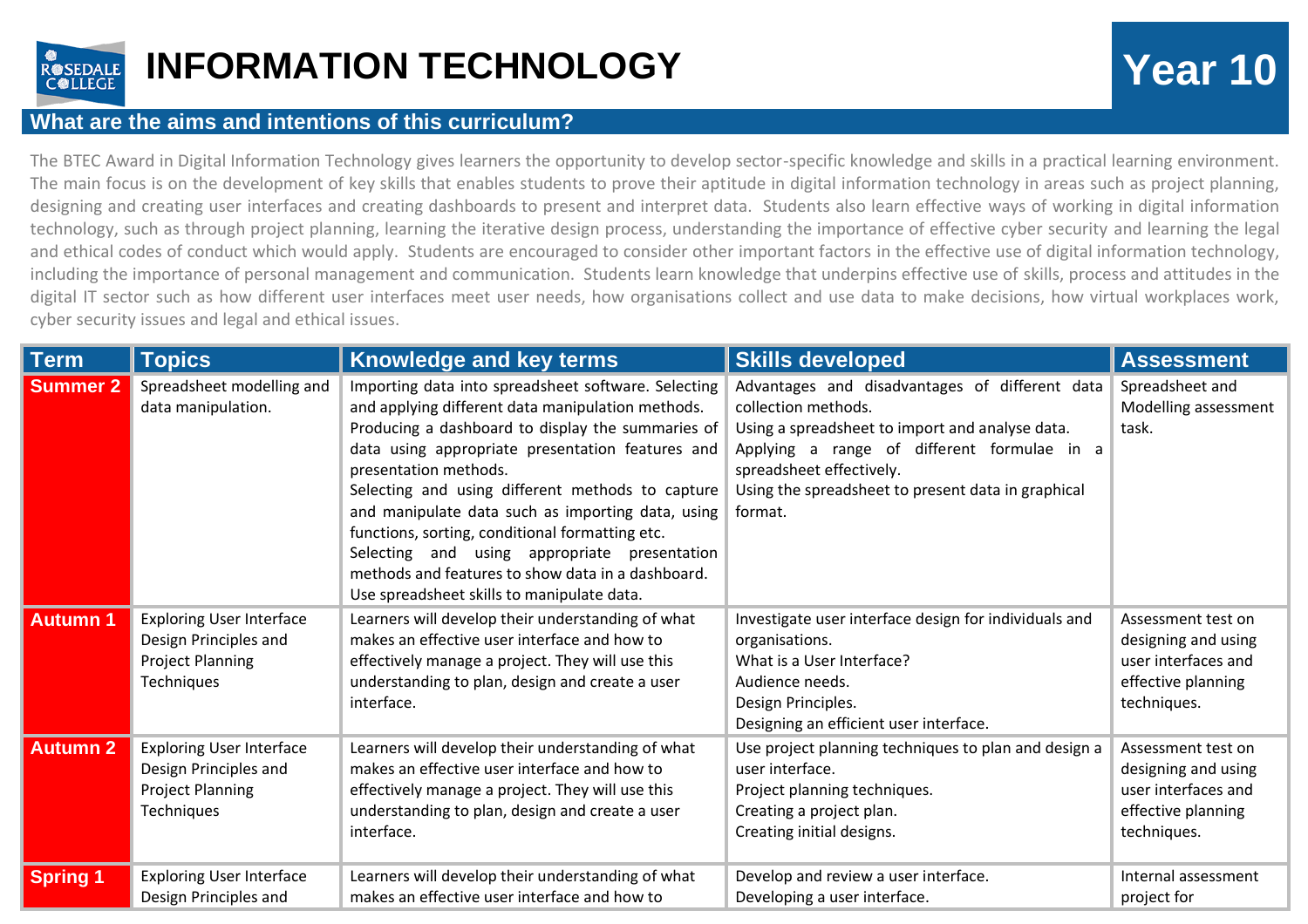# INFORMATION TECHNOLOGY

# Year 10

## What are the aims and intentions of this curriculum?

The BTEC Award in Digital Information Technology gives learners the opportunity to develop sector-specific knowledge and skills in a practical learning environment. The main focus is on the development of key skills that enables students to prove their aptitude in digital information technology in areas such as project planning, designing and creating user interfaces and creating dashboards to present and interpret data. Students also learn effective ways of working in digital information technology, such as through project planning, learning the iterative design process, understanding the importance of effective cyber security and learning the legal and ethical codes of conduct which would apply. Students are encouraged to consider other important factors in the effective use of digital information technology, including the importance of personal management and communication. Students learn knowledge that underpins effective use of skills, process and attitudes in the digital IT sector such as how different user interfaces meet user needs, how organisations collect and use data to make decisions, how virtual workplaces work, cyber security issues and legal and ethical issues.

| Term | Topics | Knowledge and key terms | Skills developed | Assessment |
|---|---|---|---|---|
| **Summer 2** | Spreadsheet modelling and data manipulation. | Importing data into spreadsheet software. Selecting and applying different data manipulation methods. Producing a dashboard to display the summaries of data using appropriate presentation features and presentation methods.<br>Selecting and using different methods to capture and manipulate data such as importing data, using functions, sorting, conditional formatting etc.<br>Selecting and using appropriate presentation methods and features to show data in a dashboard.<br>Use spreadsheet skills to manipulate data. | Advantages and disadvantages of different data collection methods.<br>Using a spreadsheet to import and analyse data.<br>Applying a range of different formulae in a spreadsheet effectively.<br>Using the spreadsheet to present data in graphical format. | Spreadsheet and Modelling assessment task. |
| **Autumn 1** | Exploring User Interface Design Principles and Project Planning Techniques | Learners will develop their understanding of what makes an effective user interface and how to effectively manage a project. They will use this understanding to plan, design and create a user interface. | Investigate user interface design for individuals and organisations.<br>What is a User Interface?<br>Audience needs.<br>Design Principles.<br>Designing an efficient user interface. | Assessment test on designing and using user interfaces and effective planning techniques. |
| **Autumn 2** | Exploring User Interface Design Principles and Project Planning Techniques | Learners will develop their understanding of what makes an effective user interface and how to effectively manage a project. They will use this understanding to plan, design and create a user interface. | Use project planning techniques to plan and design a user interface.<br>Project planning techniques.<br>Creating a project plan.<br>Creating initial designs. | Assessment test on designing and using user interfaces and effective planning techniques. |
| **Spring 1** | Exploring User Interface Design Principles and | Learners will develop their understanding of what makes an effective user interface and how to | Develop and review a user interface.<br>Developing a user interface. | Internal assessment project for |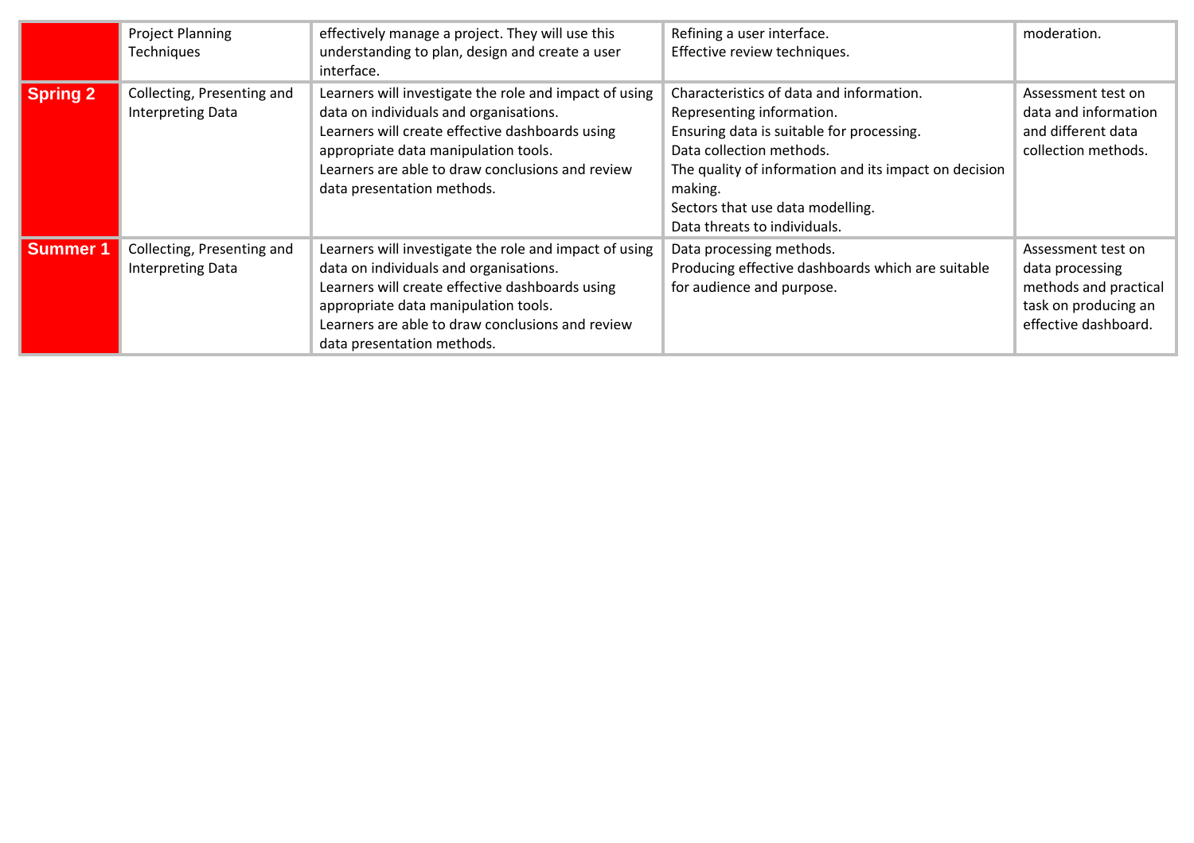| | | | | |
|---|---|---|---|---|
| | Project Planning Techniques | effectively manage a project. They will use this understanding to plan, design and create a user interface. | Refining a user interface.<br>Effective review techniques. | moderation. |
| **Spring 2** | Collecting, Presenting and Interpreting Data | Learners will investigate the role and impact of using data on individuals and organisations.<br>Learners will create effective dashboards using appropriate data manipulation tools.<br>Learners are able to draw conclusions and review data presentation methods. | Characteristics of data and information.<br>Representing information.<br>Ensuring data is suitable for processing.<br>Data collection methods.<br>The quality of information and its impact on decision making.<br>Sectors that use data modelling.<br>Data threats to individuals. | Assessment test on data and information and different data collection methods. |
| **Summer 1** | Collecting, Presenting and Interpreting Data | Learners will investigate the role and impact of using data on individuals and organisations.<br>Learners will create effective dashboards using appropriate data manipulation tools.<br>Learners are able to draw conclusions and review data presentation methods. | Data processing methods.<br>Producing effective dashboards which are suitable for audience and purpose. | Assessment test on data processing methods and practical task on producing an effective dashboard. |